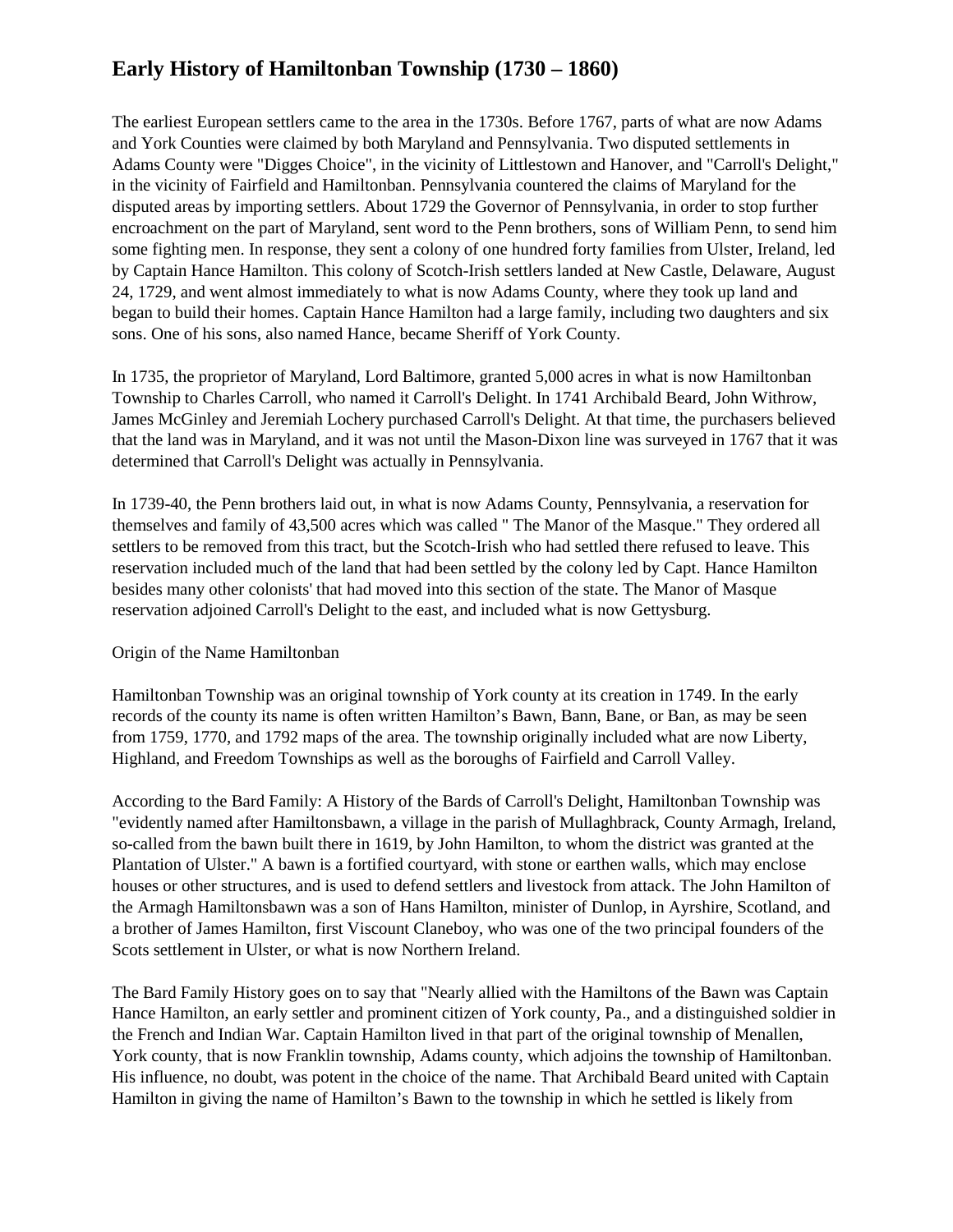# Early History of Hamiltonban Township (1730 – 1860)

The earliest European settlers came to the area in the 1730s. Before 1767, parts of what are now Adams and York Counties were claimed by both Maryland and Pennsylvania. Two disputed settlements in Adams County were "Digges Choice", in the vicinity of Littlestown and Hanover, and "Carroll's Delight," in the vicinity of Fairfield and Hamiltonban. Pennsylvania countered the claims of Maryland for the disputed areas by importing settlers. About 1729 the Governor of Pennsylvania, in order to stop further encroachment on the part of Maryland, sent word to the Penn brothers, sons of William Penn, to send him some fighting men. In response, they sent a colony of one hundred forty families from Ulster, Ireland, led by Captain Hance Hamilton. This colony of Scotch-Irish settlers landed at New Castle, Delaware, August 24, 1729, and went almost immediately to what is now Adams County, where they took up land and began to build their homes. Captain Hance Hamilton had a large family, including two daughters and six sons. One of his sons, also named Hance, became Sheriff of York County.

In 1735, the proprietor of Maryland, Lord Baltimore, granted 5,000 acres in what is now Hamiltonban Township to Charles Carroll, who named it Carroll's Delight. In 1741 Archibald Beard, John Withrow, James McGinley and Jeremiah Lochery purchased Carroll's Delight. At that time, the purchasers believed that the land was in Maryland, and it was not until the Mason-Dixon line was surveyed in 1767 that it was determined that Carroll's Delight was actually in Pennsylvania.

In 1739-40, the Penn brothers laid out, in what is now Adams County, Pennsylvania, a reservation for themselves and family of 43,500 acres which was called " The Manor of the Masque." They ordered all settlers to be removed from this tract, but the Scotch-Irish who had settled there refused to leave. This reservation included much of the land that had been settled by the colony led by Capt. Hance Hamilton besides many other colonists' that had moved into this section of the state. The Manor of Masque reservation adjoined Carroll's Delight to the east, and included what is now Gettysburg.

Origin of the Name Hamiltonban

Hamiltonban Township was an original township of York county at its creation in 1749. In the early records of the county its name is often written Hamilton's Bawn, Bann, Bane, or Ban, as may be seen from 1759, 1770, and 1792 maps of the area. The township originally included what are now Liberty, Highland, and Freedom Townships as well as the boroughs of Fairfield and Carroll Valley.

According to the Bard Family: A History of the Bards of Carroll's Delight, Hamiltonban Township was "evidently named after Hamiltonsbawn, a village in the parish of Mullaghbrack, County Armagh, Ireland, so-called from the bawn built there in 1619, by John Hamilton, to whom the district was granted at the Plantation of Ulster." A bawn is a fortified courtyard, with stone or earthen walls, which may enclose houses or other structures, and is used to defend settlers and livestock from attack. The John Hamilton of the Armagh Hamiltonsbawn was a son of Hans Hamilton, minister of Dunlop, in Ayrshire, Scotland, and a brother of James Hamilton, first Viscount Claneboy, who was one of the two principal founders of the Scots settlement in Ulster, or what is now Northern Ireland.

The Bard Family History goes on to say that "Nearly allied with the Hamiltons of the Bawn was Captain Hance Hamilton, an early settler and prominent citizen of York county, Pa., and a distinguished soldier in the French and Indian War. Captain Hamilton lived in that part of the original township of Menallen, York county, that is now Franklin township, Adams county, which adjoins the township of Hamiltonban. His influence, no doubt, was potent in the choice of the name. That Archibald Beard united with Captain Hamilton in giving the name of Hamilton's Bawn to the township in which he settled is likely from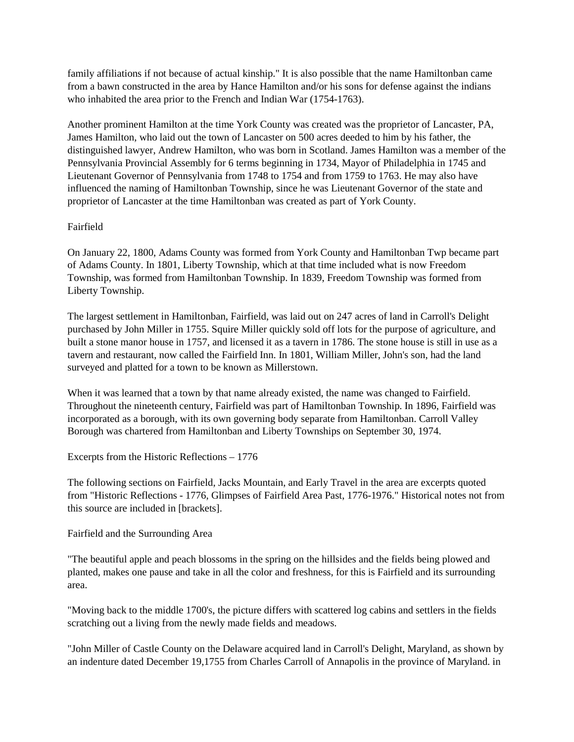family affiliations if not because of actual kinship." It is also possible that the name Hamiltonban came from a bawn constructed in the area by Hance Hamilton and/or his sons for defense against the indians who inhabited the area prior to the French and Indian War (1754-1763).

Another prominent Hamilton at the time York County was created was the proprietor of Lancaster, PA, James Hamilton, who laid out the town of Lancaster on 500 acres deeded to him by his father, the distinguished lawyer, Andrew Hamilton, who was born in Scotland. James Hamilton was a member of the Pennsylvania Provincial Assembly for 6 terms beginning in 1734, Mayor of Philadelphia in 1745 and Lieutenant Governor of Pennsylvania from 1748 to 1754 and from 1759 to 1763. He may also have influenced the naming of Hamiltonban Township, since he was Lieutenant Governor of the state and proprietor of Lancaster at the time Hamiltonban was created as part of York County.

## Fairfield

On January 22, 1800, Adams County was formed from York County and Hamiltonban Twp became part of Adams County. In 1801, Liberty Township, which at that time included what is now Freedom Township, was formed from Hamiltonban Township. In 1839, Freedom Township was formed from Liberty Township.

The largest settlement in Hamiltonban, Fairfield, was laid out on 247 acres of land in Carroll's Delight purchased by John Miller in 1755. Squire Miller quickly sold off lots for the purpose of agriculture, and built a stone manor house in 1757, and licensed it as a tavern in 1786. The stone house is still in use as a tavern and restaurant, now called the Fairfield Inn. In 1801, William Miller, John's son, had the land surveyed and platted for a town to be known as Millerstown.

When it was learned that a town by that name already existed, the name was changed to Fairfield. Throughout the nineteenth century, Fairfield was part of Hamiltonban Township. In 1896, Fairfield was incorporated as a borough, with its own governing body separate from Hamiltonban. Carroll Valley Borough was chartered from Hamiltonban and Liberty Townships on September 30, 1974.

## Excerpts from the Historic Reflections – 1776

The following sections on Fairfield, Jacks Mountain, and Early Travel in the area are excerpts quoted from "Historic Reflections - 1776, Glimpses of Fairfield Area Past, 1776-1976." Historical notes not from this source are included in [brackets].

### Fairfield and the Surrounding Area

"The beautiful apple and peach blossoms in the spring on the hillsides and the fields being plowed and planted, makes one pause and take in all the color and freshness, for this is Fairfield and its surrounding area.

"Moving back to the middle 1700's, the picture differs with scattered log cabins and settlers in the fields scratching out a living from the newly made fields and meadows.

"John Miller of Castle County on the Delaware acquired land in Carroll's Delight, Maryland, as shown by an indenture dated December 19,1755 from Charles Carroll of Annapolis in the province of Maryland. in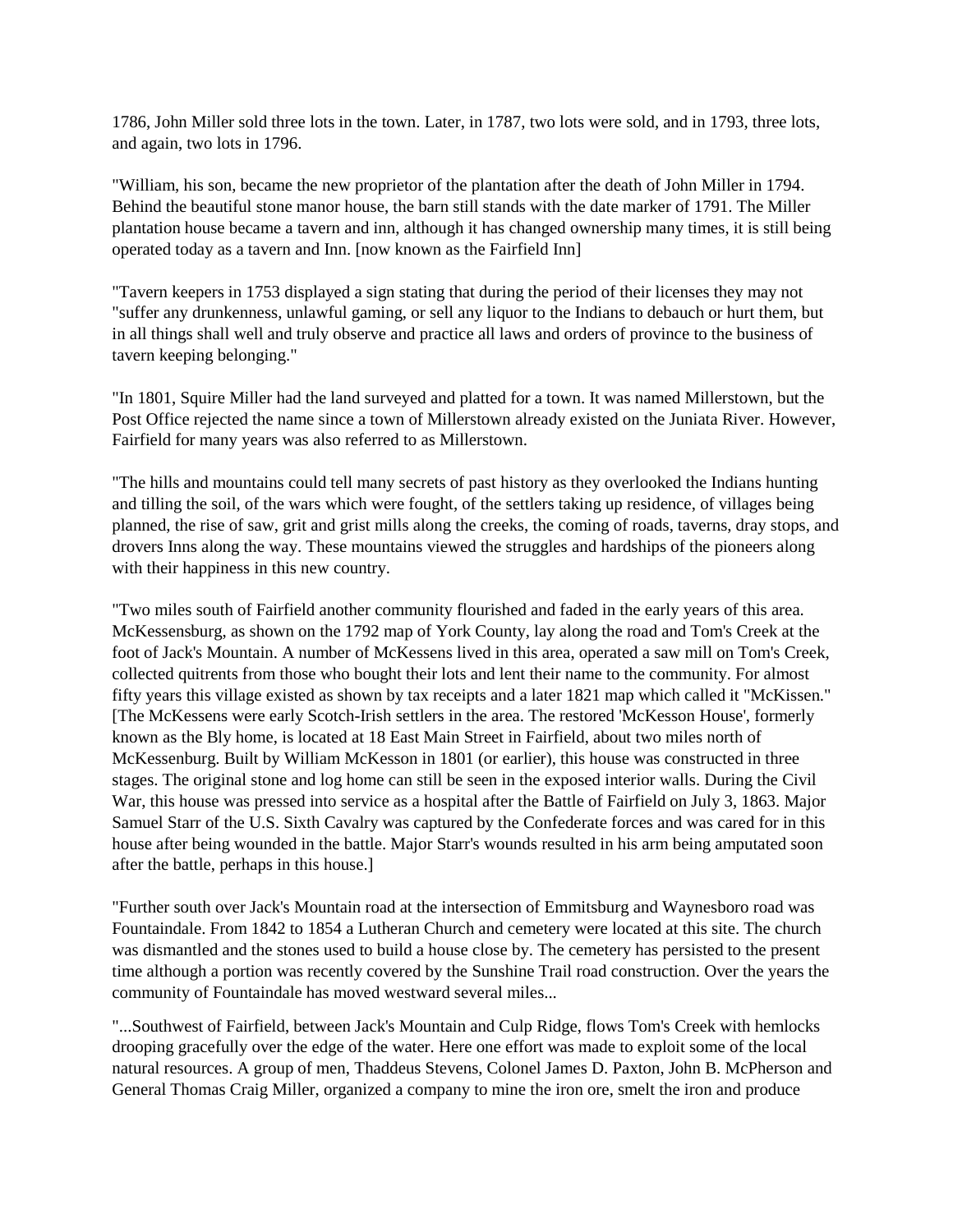1786, John Miller sold three lots in the town. Later, in 1787, two lots were sold, and in 1793, three lots, and again, two lots in 1796.

"William, his son, became the new proprietor of the plantation after the death of John Miller in 1794. Behind the beautiful stone manor house, the barn still stands with the date marker of 1791. The Miller plantation house became a tavern and inn, although it has changed ownership many times, it is still being operated today as a tavern and Inn. [now known as the Fairfield Inn]

"Tavern keepers in 1753 displayed a sign stating that during the period of their licenses they may not "suffer any drunkenness, unlawful gaming, or sell any liquor to the Indians to debauch or hurt them, but in all things shall well and truly observe and practice all laws and orders of province to the business of tavern keeping belonging."

"In 1801, Squire Miller had the land surveyed and platted for a town. It was named Millerstown, but the Post Office rejected the name since a town of Millerstown already existed on the Juniata River. However, Fairfield for many years was also referred to as Millerstown.

"The hills and mountains could tell many secrets of past history as they overlooked the Indians hunting and tilling the soil, of the wars which were fought, of the settlers taking up residence, of villages being planned, the rise of saw, grit and grist mills along the creeks, the coming of roads, taverns, dray stops, and drovers Inns along the way. These mountains viewed the struggles and hardships of the pioneers along with their happiness in this new country.

"Two miles south of Fairfield another community flourished and faded in the early years of this area. McKessensburg, as shown on the 1792 map of York County, lay along the road and Tom's Creek at the foot of Jack's Mountain. A number of McKessens lived in this area, operated a saw mill on Tom's Creek, collected quitrents from those who bought their lots and lent their name to the community. For almost fifty years this village existed as shown by tax receipts and a later 1821 map which called it "McKissen." [The McKessens were early Scotch-Irish settlers in the area. The restored 'McKesson House', formerly known as the Bly home, is located at 18 East Main Street in Fairfield, about two miles north of McKessenburg. Built by William McKesson in 1801 (or earlier), this house was constructed in three stages. The original stone and log home can still be seen in the exposed interior walls. During the Civil War, this house was pressed into service as a hospital after the Battle of Fairfield on July 3, 1863. Major Samuel Starr of the U.S. Sixth Cavalry was captured by the Confederate forces and was cared for in this house after being wounded in the battle. Major Starr's wounds resulted in his arm being amputated soon after the battle, perhaps in this house.]

"Further south over Jack's Mountain road at the intersection of Emmitsburg and Waynesboro road was Fountaindale. From 1842 to 1854 a Lutheran Church and cemetery were located at this site. The church was dismantled and the stones used to build a house close by. The cemetery has persisted to the present time although a portion was recently covered by the Sunshine Trail road construction. Over the years the community of Fountaindale has moved westward several miles...

"...Southwest of Fairfield, between Jack's Mountain and Culp Ridge, flows Tom's Creek with hemlocks drooping gracefully over the edge of the water. Here one effort was made to exploit some of the local natural resources. A group of men, Thaddeus Stevens, Colonel James D. Paxton, John B. McPherson and General Thomas Craig Miller, organized a company to mine the iron ore, smelt the iron and produce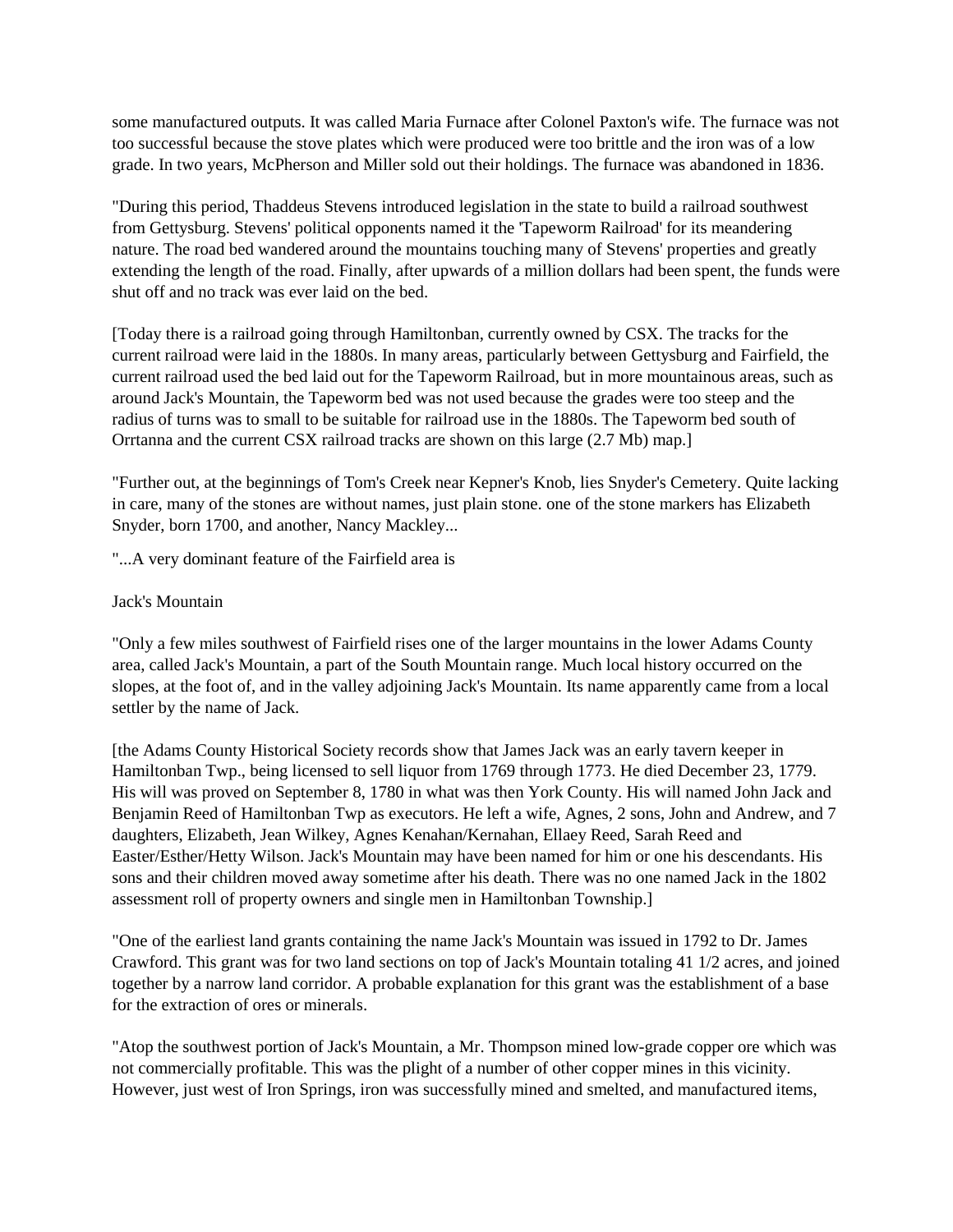some manufactured outputs. It was called Maria Furnace after Colonel Paxton's wife. The furnace was not too successful because the stove plates which were produced were too brittle and the iron was of a low grade. In two years, McPherson and Miller sold out their holdings. The furnace was abandoned in 1836.

"During this period, Thaddeus Stevens introduced legislation in the state to build a railroad southwest from Gettysburg. Stevens' political opponents named it the 'Tapeworm Railroad' for its meandering nature. The road bed wandered around the mountains touching many of Stevens' properties and greatly extending the length of the road. Finally, after upwards of a million dollars had been spent, the funds were shut off and no track was ever laid on the bed.

[Today there is a railroad going through Hamiltonban, currently owned by CSX. The tracks for the current railroad were laid in the 1880s. In many areas, particularly between Gettysburg and Fairfield, the current railroad used the bed laid out for the Tapeworm Railroad, but in more mountainous areas, such as around Jack's Mountain, the Tapeworm bed was not used because the grades were too steep and the radius of turns was to small to be suitable for railroad use in the 1880s. The Tapeworm bed south of Orrtanna and the current CSX railroad tracks are shown on this large (2.7 Mb) map.]

"Further out, at the beginnings of Tom's Creek near Kepner's Knob, lies Snyder's Cemetery. Quite lacking in care, many of the stones are without names, just plain stone. one of the stone markers has Elizabeth Snyder, born 1700, and another, Nancy Mackley...

"...A very dominant feature of the Fairfield area is

Jack's Mountain

"Only a few miles southwest of Fairfield rises one of the larger mountains in the lower Adams County area, called Jack's Mountain, a part of the South Mountain range. Much local history occurred on the slopes, at the foot of, and in the valley adjoining Jack's Mountain. Its name apparently came from a local settler by the name of Jack.

[the Adams County Historical Society records show that James Jack was an early tavern keeper in Hamiltonban Twp., being licensed to sell liquor from 1769 through 1773. He died December 23, 1779. His will was proved on September 8, 1780 in what was then York County. His will named John Jack and Benjamin Reed of Hamiltonban Twp as executors. He left a wife, Agnes, 2 sons, John and Andrew, and 7 daughters, Elizabeth, Jean Wilkey, Agnes Kenahan/Kernahan, Ellaey Reed, Sarah Reed and Easter/Esther/Hetty Wilson. Jack's Mountain may have been named for him or one his descendants. His sons and their children moved away sometime after his death. There was no one named Jack in the 1802 assessment roll of property owners and single men in Hamiltonban Township.]

"One of the earliest land grants containing the name Jack's Mountain was issued in 1792 to Dr. James Crawford. This grant was for two land sections on top of Jack's Mountain totaling 41 1/2 acres, and joined together by a narrow land corridor. A probable explanation for this grant was the establishment of a base for the extraction of ores or minerals.

"Atop the southwest portion of Jack's Mountain, a Mr. Thompson mined low-grade copper ore which was not commercially profitable. This was the plight of a number of other copper mines in this vicinity. However, just west of Iron Springs, iron was successfully mined and smelted, and manufactured items,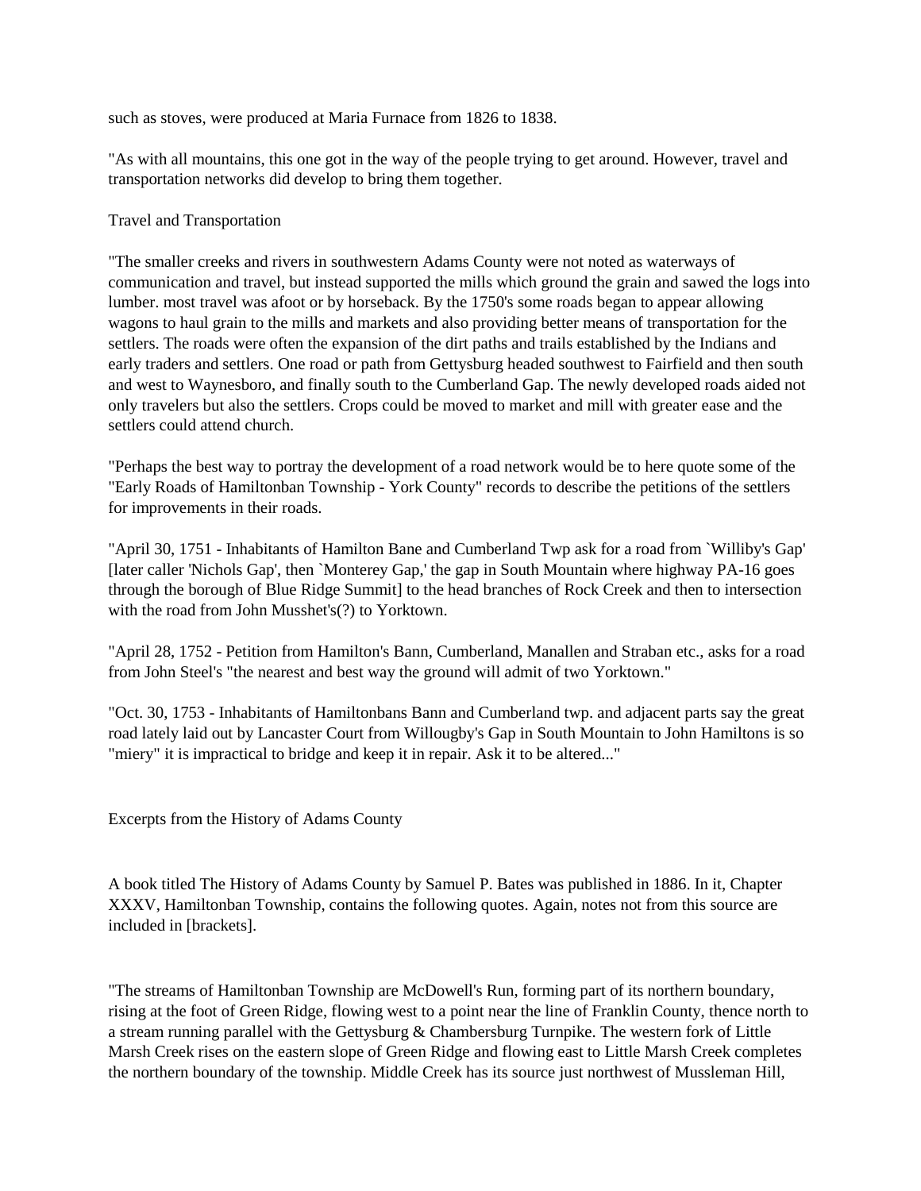such as stoves, were produced at Maria Furnace from 1826 to 1838.

"As with all mountains, this one got in the way of the people trying to get around. However, travel and transportation networks did develop to bring them together.

## Travel and Transportation

"The smaller creeks and rivers in southwestern Adams County were not noted as waterways of communication and travel, but instead supported the mills which ground the grain and sawed the logs into lumber. most travel was afoot or by horseback. By the 1750's some roads began to appear allowing wagons to haul grain to the mills and markets and also providing better means of transportation for the settlers. The roads were often the expansion of the dirt paths and trails established by the Indians and early traders and settlers. One road or path from Gettysburg headed southwest to Fairfield and then south and west to Waynesboro, and finally south to the Cumberland Gap. The newly developed roads aided not only travelers but also the settlers. Crops could be moved to market and mill with greater ease and the settlers could attend church.

"Perhaps the best way to portray the development of a road network would be to here quote some of the "Early Roads of Hamiltonban Township - York County" records to describe the petitions of the settlers for improvements in their roads.

"April 30, 1751 - Inhabitants of Hamilton Bane and Cumberland Twp ask for a road from `Williby's Gap' [later caller 'Nichols Gap', then `Monterey Gap,' the gap in South Mountain where highway PA-16 goes through the borough of Blue Ridge Summit] to the head branches of Rock Creek and then to intersection with the road from John Musshet's(?) to Yorktown.

"April 28, 1752 - Petition from Hamilton's Bann, Cumberland, Manallen and Straban etc., asks for a road from John Steel's "the nearest and best way the ground will admit of two Yorktown."

"Oct. 30, 1753 - Inhabitants of Hamiltonbans Bann and Cumberland twp. and adjacent parts say the great road lately laid out by Lancaster Court from Willougby's Gap in South Mountain to John Hamiltons is so "miery" it is impractical to bridge and keep it in repair. Ask it to be altered..."

## Excerpts from the History of Adams County

A book titled The History of Adams County by Samuel P. Bates was published in 1886. In it, Chapter XXXV, Hamiltonban Township, contains the following quotes. Again, notes not from this source are included in [brackets].

"The streams of Hamiltonban Township are McDowell's Run, forming part of its northern boundary, rising at the foot of Green Ridge, flowing west to a point near the line of Franklin County, thence north to a stream running parallel with the Gettysburg & Chambersburg Turnpike. The western fork of Little Marsh Creek rises on the eastern slope of Green Ridge and flowing east to Little Marsh Creek completes the northern boundary of the township. Middle Creek has its source just northwest of Mussleman Hill,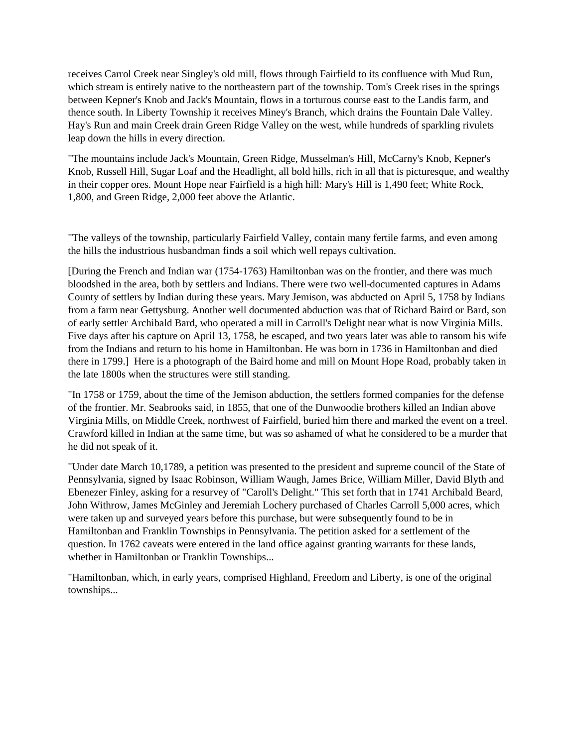receives Carrol Creek near Singley's old mill, flows through Fairfield to its confluence with Mud Run, which stream is entirely native to the northeastern part of the township. Tom's Creek rises in the springs between Kepner's Knob and Jack's Mountain, flows in a torturous course east to the Landis farm, and thence south. In Liberty Township it receives Miney's Branch, which drains the Fountain Dale Valley. Hay's Run and main Creek drain Green Ridge Valley on the west, while hundreds of sparkling rivulets leap down the hills in every direction.

"The mountains include Jack's Mountain, Green Ridge, Musselman's Hill, McCarny's Knob, Kepner's Knob, Russell Hill, Sugar Loaf and the Headlight, all bold hills, rich in all that is picturesque, and wealthy in their copper ores. Mount Hope near Fairfield is a high hill: Mary's Hill is 1,490 feet; White Rock, 1,800, and Green Ridge, 2,000 feet above the Atlantic.

"The valleys of the township, particularly Fairfield Valley, contain many fertile farms, and even among the hills the industrious husbandman finds a soil which well repays cultivation.

[During the French and Indian war (1754-1763) Hamiltonban was on the frontier, and there was much bloodshed in the area, both by settlers and Indians. There were two well-documented captures in Adams County of settlers by Indian during these years. Mary Jemison, was abducted on April 5, 1758 by Indians from a farm near Gettysburg. Another well documented abduction was that of Richard Baird or Bard, son of early settler Archibald Bard, who operated a mill in Carroll's Delight near what is now Virginia Mills. Five days after his capture on April 13, 1758, he escaped, and two years later was able to ransom his wife from the Indians and return to his home in Hamiltonban. He was born in 1736 in Hamiltonban and died there in 1799.] Here is a photograph of the Baird home and mill on Mount Hope Road, probably taken in the late 1800s when the structures were still standing.

"In 1758 or 1759, about the time of the Jemison abduction, the settlers formed companies for the defense of the frontier. Mr. Seabrooks said, in 1855, that one of the Dunwoodie brothers killed an Indian above Virginia Mills, on Middle Creek, northwest of Fairfield, buried him there and marked the event on a treel. Crawford killed in Indian at the same time, but was so ashamed of what he considered to be a murder that he did not speak of it.

"Under date March 10,1789, a petition was presented to the president and supreme council of the State of Pennsylvania, signed by Isaac Robinson, William Waugh, James Brice, William Miller, David Blyth and Ebenezer Finley, asking for a resurvey of "Caroll's Delight." This set forth that in 1741 Archibald Beard, John Withrow, James McGinley and Jeremiah Lochery purchased of Charles Carroll 5,000 acres, which were taken up and surveyed years before this purchase, but were subsequently found to be in Hamiltonban and Franklin Townships in Pennsylvania. The petition asked for a settlement of the question. In 1762 caveats were entered in the land office against granting warrants for these lands, whether in Hamiltonban or Franklin Townships...

"Hamiltonban, which, in early years, comprised Highland, Freedom and Liberty, is one of the original townships...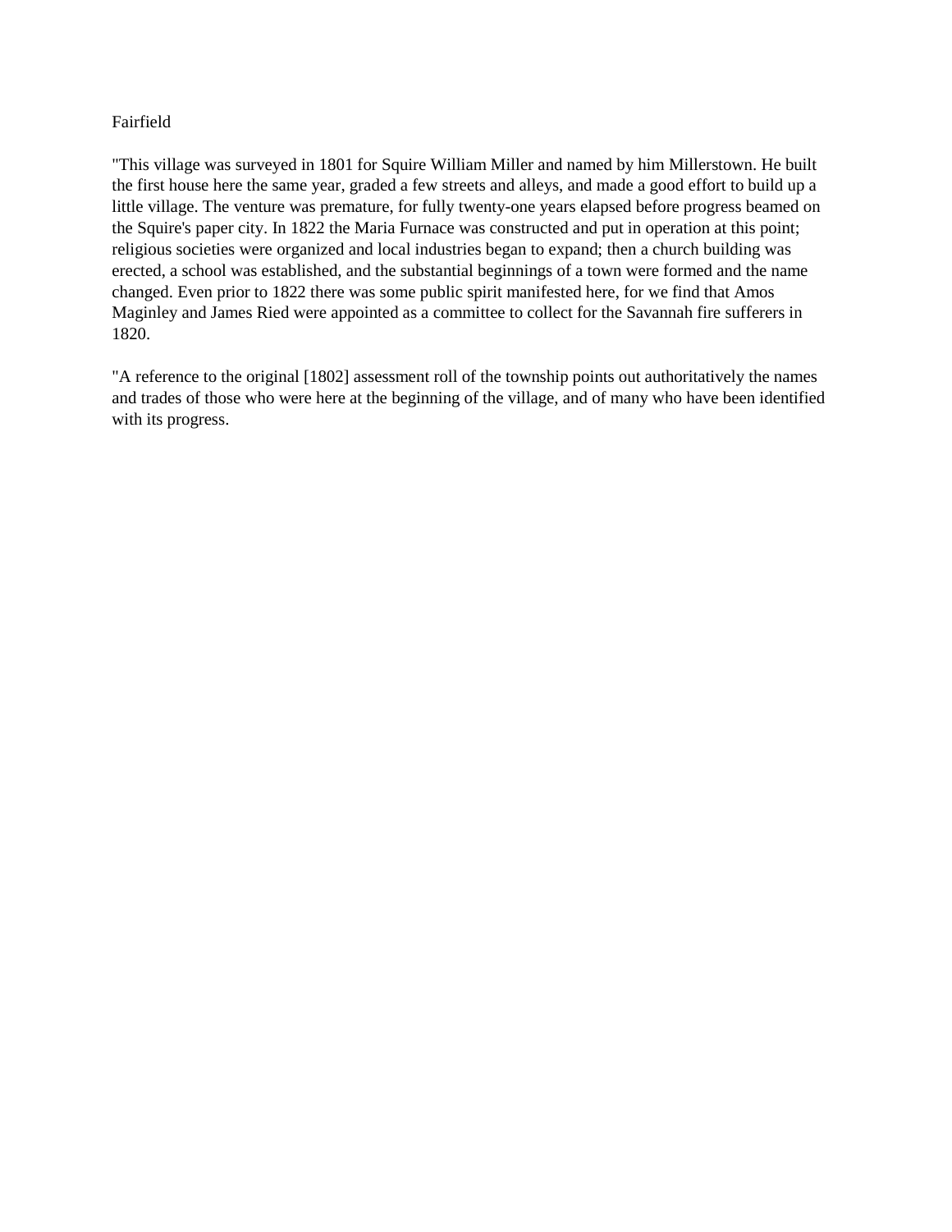Fairfield

"This village was surveyed in 1801 for Squire William Miller and named by him Millerstown. He built the first house here the same year, graded a few streets and alleys, and made a good effort to build up a little village. The venture was premature, for fully twenty-one years elapsed before progress beamed on the Squire's paper city. In 1822 the Maria Furnace was constructed and put in operation at this point; religious societies were organized and local industries began to expand; then a church building was erected, a school was established, and the substantial beginnings of a town were formed and the name changed. Even prior to 1822 there was some public spirit manifested here, for we find that Amos Maginley and James Ried were appointed as a committee to collect for the Savannah fire sufferers in 1820.

"A reference to the original [1802] assessment roll of the township points out authoritatively the names and trades of those who were here at the beginning of the village, and of many who have been identified with its progress.